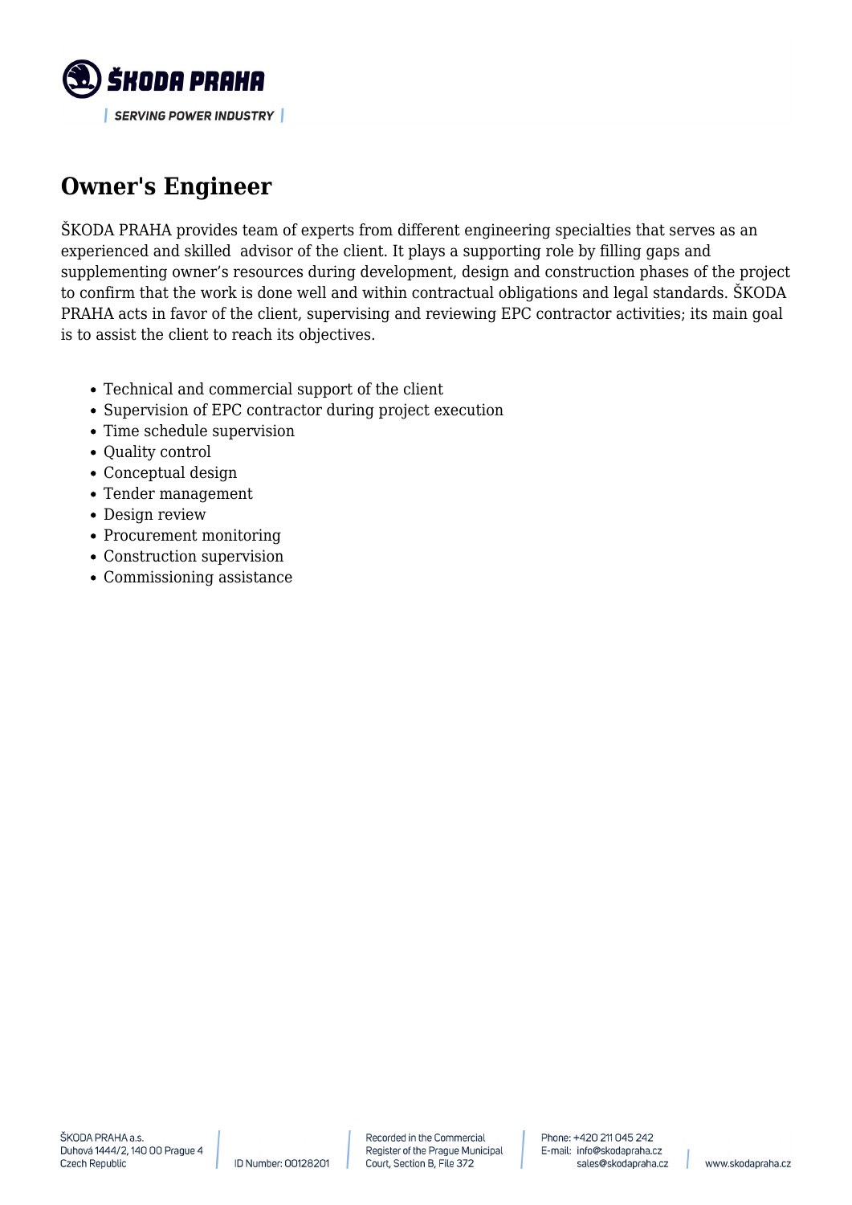# Owner's Engineer

ŠKODA PRAHA provides team of experts from different engineering specialties that serves as an experienced and skilled advisor of the client. It plays a supporting role by filling gaps and supplementing owner's resources during development, design and construction phases of the project to confirm that the work is done well and within contractual obligations and legal standards. ŠKODA PRAHA acts in favor of the client, supervising and reviewing EPC contractor activities; its main goal is to assist the client to reach its objectives.

- Technical and commercial support of the client
- Supervision of EPC contractor during project execution
- Time schedule supervision
- Quality control
- Conceptual design
- Tender management
- Design review
- Procurement monitoring
- Construction supervision
- Commissioning assistance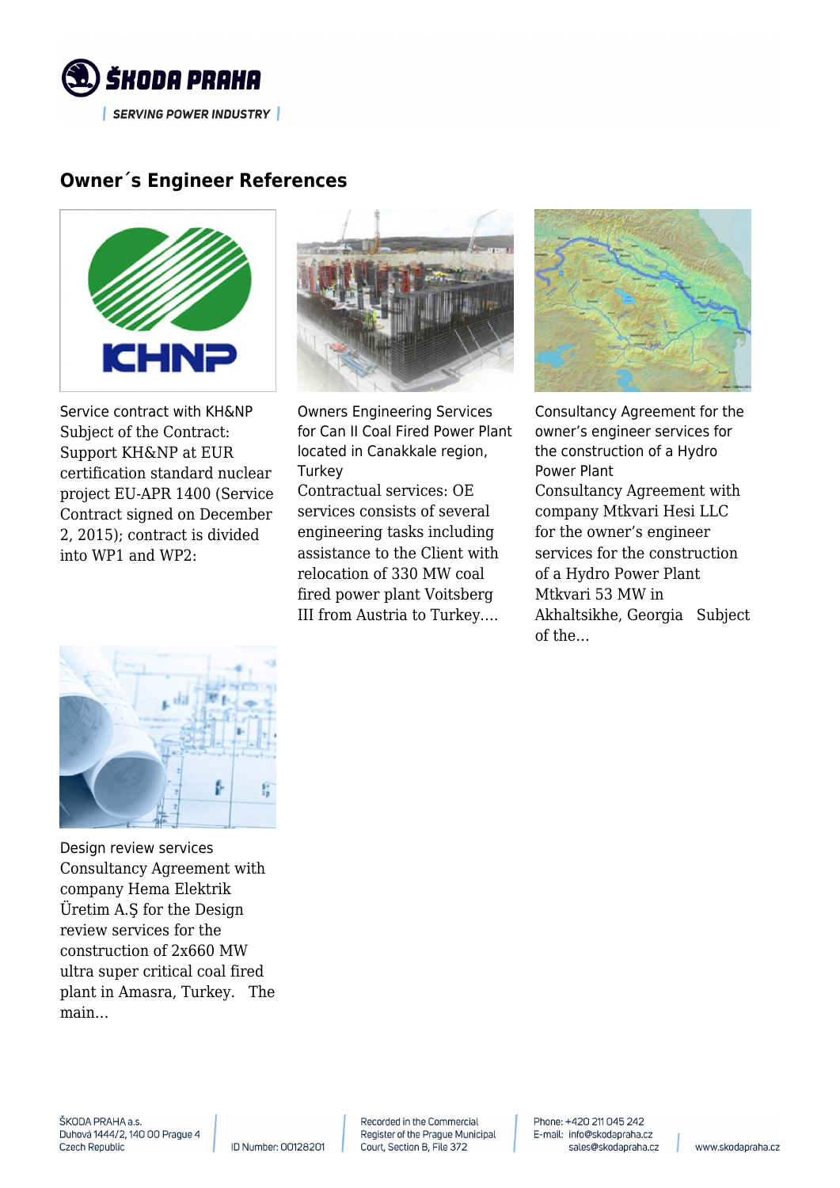## Owner´s Engineer References

Service contract with KH&NP

Subject of the Contract: Support KH&NP at EUR certification standard nuclear project EU-APR 1400 (Service Contract signed on December 2, 2015); contract is divided into WP1 and WP2:

Owners Engineering Services for Can II Coal Fired Power Plant located in Canakkale region, Turkey

Contractual services: OE services consists of several engineering tasks including assistance to the Client with relocation of 330 MW coal fired power plant Voitsberg III from Austria to Turkey.…

Consultancy Agreement for the owner's engineer services for the construction of a Hydro Power Plant

Consultancy Agreement with company Mtkvari Hesi LLC for the owner's engineer services for the construction of a Hydro Power Plant Mtkvari 53 MW in Akhaltsikhe, Georgia   Subject of the…

Design review services

Consultancy Agreement with company Hema Elektrik Üretim A.Ş for the Design review services for the construction of 2x660 MW ultra super critical coal fired plant in Amasra, Turkey.   The main…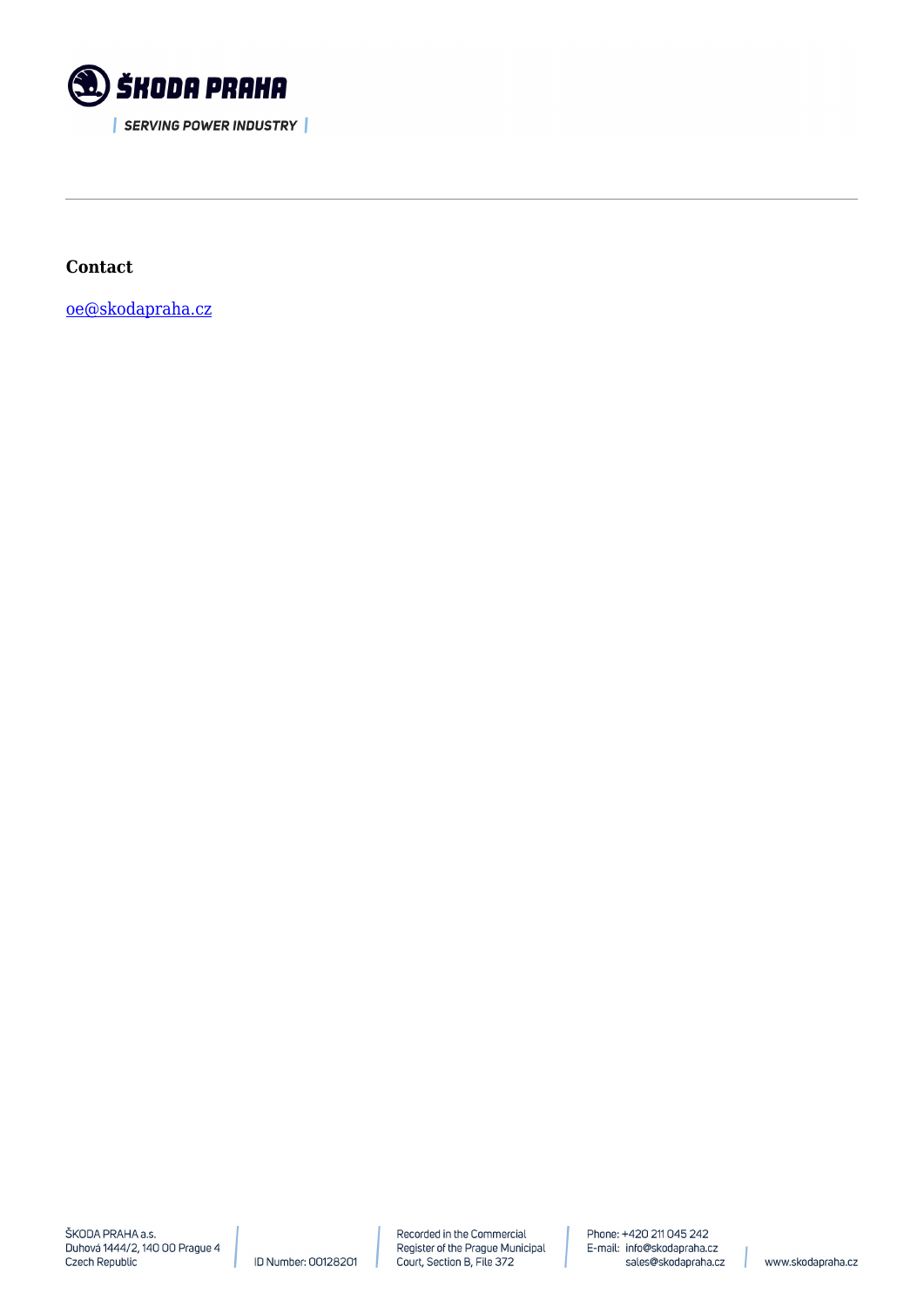**Contact**

oe@skodapraha.cz